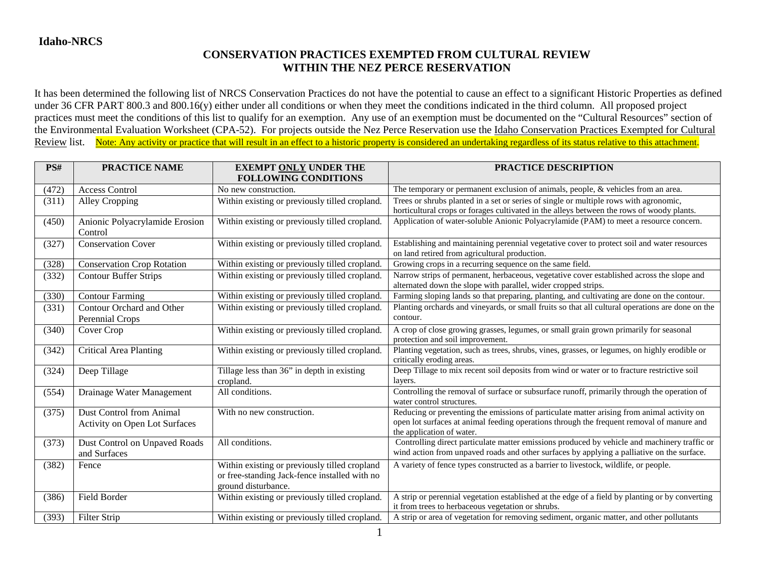**Idaho-NRCS**

## CONSERVATION PRACTICES EXEMPTED FROM CULTURAL REVIEW WITHIN THE NEZ PERCE RESERVATION

It has been determined the following list of NRCS Conservation Practices do not have the potential to cause an effect to a significant Historic Properties as defined under 36 CFR PART 800.3 and 800.16(y) either under all conditions or when they meet the conditions indicated in the third column. All proposed project practices must meet the conditions of this list to qualify for an exemption. Any use of an exemption must be documented on the "Cultural Resources" section of the Environmental Evaluation Worksheet (CPA-52). For projects outside the Nez Perce Reservation use the Idaho Conservation Practices Exempted for Cultural Review list. Note: Any activity or practice that will result in an effect to a historic property is considered an undertaking regardless of its status relative to this attachment.

| PS# | PRACTICE NAME | EXEMPT ONLY UNDER THE FOLLOWING CONDITIONS | PRACTICE DESCRIPTION |
|---|---|---|---|
| (472) | Access Control | No new construction. | The temporary or permanent exclusion of animals, people, & vehicles from an area. |
| (311) | Alley Cropping | Within existing or previously tilled cropland. | Trees or shrubs planted in a set or series of single or multiple rows with agronomic, horticultural crops or forages cultivated in the alleys between the rows of woody plants. |
| (450) | Anionic Polyacrylamide Erosion Control | Within existing or previously tilled cropland. | Application of water-soluble Anionic Polyacrylamide (PAM) to meet a resource concern. |
| (327) | Conservation Cover | Within existing or previously tilled cropland. | Establishing and maintaining perennial vegetative cover to protect soil and water resources on land retired from agricultural production. |
| (328) | Conservation Crop Rotation | Within existing or previously tilled cropland. | Growing crops in a recurring sequence on the same field. |
| (332) | Contour Buffer Strips | Within existing or previously tilled cropland. | Narrow strips of permanent, herbaceous, vegetative cover established across the slope and alternated down the slope with parallel, wider cropped strips. |
| (330) | Contour Farming | Within existing or previously tilled cropland. | Farming sloping lands so that preparing, planting, and cultivating are done on the contour. |
| (331) | Contour Orchard and Other Perennial Crops | Within existing or previously tilled cropland. | Planting orchards and vineyards, or small fruits so that all cultural operations are done on the contour. |
| (340) | Cover Crop | Within existing or previously tilled cropland. | A crop of close growing grasses, legumes, or small grain grown primarily for seasonal protection and soil improvement. |
| (342) | Critical Area Planting | Within existing or previously tilled cropland. | Planting vegetation, such as trees, shrubs, vines, grasses, or legumes, on highly erodible or critically eroding areas. |
| (324) | Deep Tillage | Tillage less than 36" in depth in existing cropland. | Deep Tillage to mix recent soil deposits from wind or water or to fracture restrictive soil layers. |
| (554) | Drainage Water Management | All conditions. | Controlling the removal of surface or subsurface runoff, primarily through the operation of water control structures. |
| (375) | Dust Control from Animal Activity on Open Lot Surfaces | With no new construction. | Reducing or preventing the emissions of particulate matter arising from animal activity on open lot surfaces at animal feeding operations through the frequent removal of manure and the application of water. |
| (373) | Dust Control on Unpaved Roads and Surfaces | All conditions. | Controlling direct particulate matter emissions produced by vehicle and machinery traffic or wind action from unpaved roads and other surfaces by applying a palliative on the surface. |
| (382) | Fence | Within existing or previously tilled cropland or free-standing Jack-fence installed with no ground disturbance. | A variety of fence types constructed as a barrier to livestock, wildlife, or people. |
| (386) | Field Border | Within existing or previously tilled cropland. | A strip or perennial vegetation established at the edge of a field by planting or by converting it from trees to herbaceous vegetation or shrubs. |
| (393) | Filter Strip | Within existing or previously tilled cropland. | A strip or area of vegetation for removing sediment, organic matter, and other pollutants |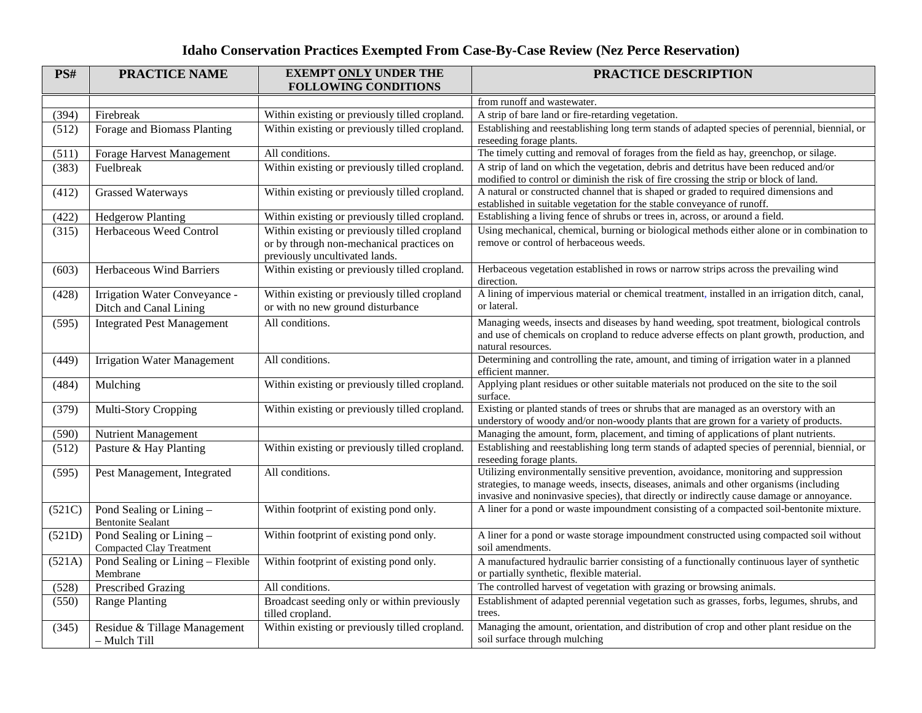# Idaho Conservation Practices Exempted From Case-By-Case Review (Nez Perce Reservation)

| PS# | PRACTICE NAME | EXEMPT ONLY UNDER THE FOLLOWING CONDITIONS | PRACTICE DESCRIPTION |
|---|---|---|---|
| | | | from runoff and wastewater. |
| (394) | Firebreak | Within existing or previously tilled cropland. | A strip of bare land or fire-retarding vegetation. |
| (512) | Forage and Biomass Planting | Within existing or previously tilled cropland. | Establishing and reestablishing long term stands of adapted species of perennial, biennial, or reseeding forage plants. |
| (511) | Forage Harvest Management | All conditions. | The timely cutting and removal of forages from the field as hay, greenchop, or silage. |
| (383) | Fuelbreak | Within existing or previously tilled cropland. | A strip of land on which the vegetation, debris and detritus have been reduced and/or modified to control or diminish the risk of fire crossing the strip or block of land. |
| (412) | Grassed Waterways | Within existing or previously tilled cropland. | A natural or constructed channel that is shaped or graded to required dimensions and established in suitable vegetation for the stable conveyance of runoff. |
| (422) | Hedgerow Planting | Within existing or previously tilled cropland. | Establishing a living fence of shrubs or trees in, across, or around a field. |
| (315) | Herbaceous Weed Control | Within existing or previously tilled cropland or by through non-mechanical practices on previously uncultivated lands. | Using mechanical, chemical, burning or biological methods either alone or in combination to remove or control of herbaceous weeds. |
| (603) | Herbaceous Wind Barriers | Within existing or previously tilled cropland. | Herbaceous vegetation established in rows or narrow strips across the prevailing wind direction. |
| (428) | Irrigation Water Conveyance - Ditch and Canal Lining | Within existing or previously tilled cropland or with no new ground disturbance | A lining of impervious material or chemical treatment, installed in an irrigation ditch, canal, or lateral. |
| (595) | Integrated Pest Management | All conditions. | Managing weeds, insects and diseases by hand weeding, spot treatment, biological controls and use of chemicals on cropland to reduce adverse effects on plant growth, production, and natural resources. |
| (449) | Irrigation Water Management | All conditions. | Determining and controlling the rate, amount, and timing of irrigation water in a planned efficient manner. |
| (484) | Mulching | Within existing or previously tilled cropland. | Applying plant residues or other suitable materials not produced on the site to the soil surface. |
| (379) | Multi-Story Cropping | Within existing or previously tilled cropland. | Existing or planted stands of trees or shrubs that are managed as an overstory with an understory of woody and/or non-woody plants that are grown for a variety of products. |
| (590) | Nutrient Management | | Managing the amount, form, placement, and timing of applications of plant nutrients. |
| (512) | Pasture & Hay Planting | Within existing or previously tilled cropland. | Establishing and reestablishing long term stands of adapted species of perennial, biennial, or reseeding forage plants. |
| (595) | Pest Management, Integrated | All conditions. | Utilizing environmentally sensitive prevention, avoidance, monitoring and suppression strategies, to manage weeds, insects, diseases, animals and other organisms (including invasive and noninvasive species), that directly or indirectly cause damage or annoyance. |
| (521C) | Pond Sealing or Lining – Bentonite Sealant | Within footprint of existing pond only. | A liner for a pond or waste impoundment consisting of a compacted soil-bentonite mixture. |
| (521D) | Pond Sealing or Lining – Compacted Clay Treatment | Within footprint of existing pond only. | A liner for a pond or waste storage impoundment constructed using compacted soil without soil amendments. |
| (521A) | Pond Sealing or Lining – Flexible Membrane | Within footprint of existing pond only. | A manufactured hydraulic barrier consisting of a functionally continuous layer of synthetic or partially synthetic, flexible material. |
| (528) | Prescribed Grazing | All conditions. | The controlled harvest of vegetation with grazing or browsing animals. |
| (550) | Range Planting | Broadcast seeding only or within previously tilled cropland. | Establishment of adapted perennial vegetation such as grasses, forbs, legumes, shrubs, and trees. |
| (345) | Residue & Tillage Management – Mulch Till | Within existing or previously tilled cropland. | Managing the amount, orientation, and distribution of crop and other plant residue on the soil surface through mulching |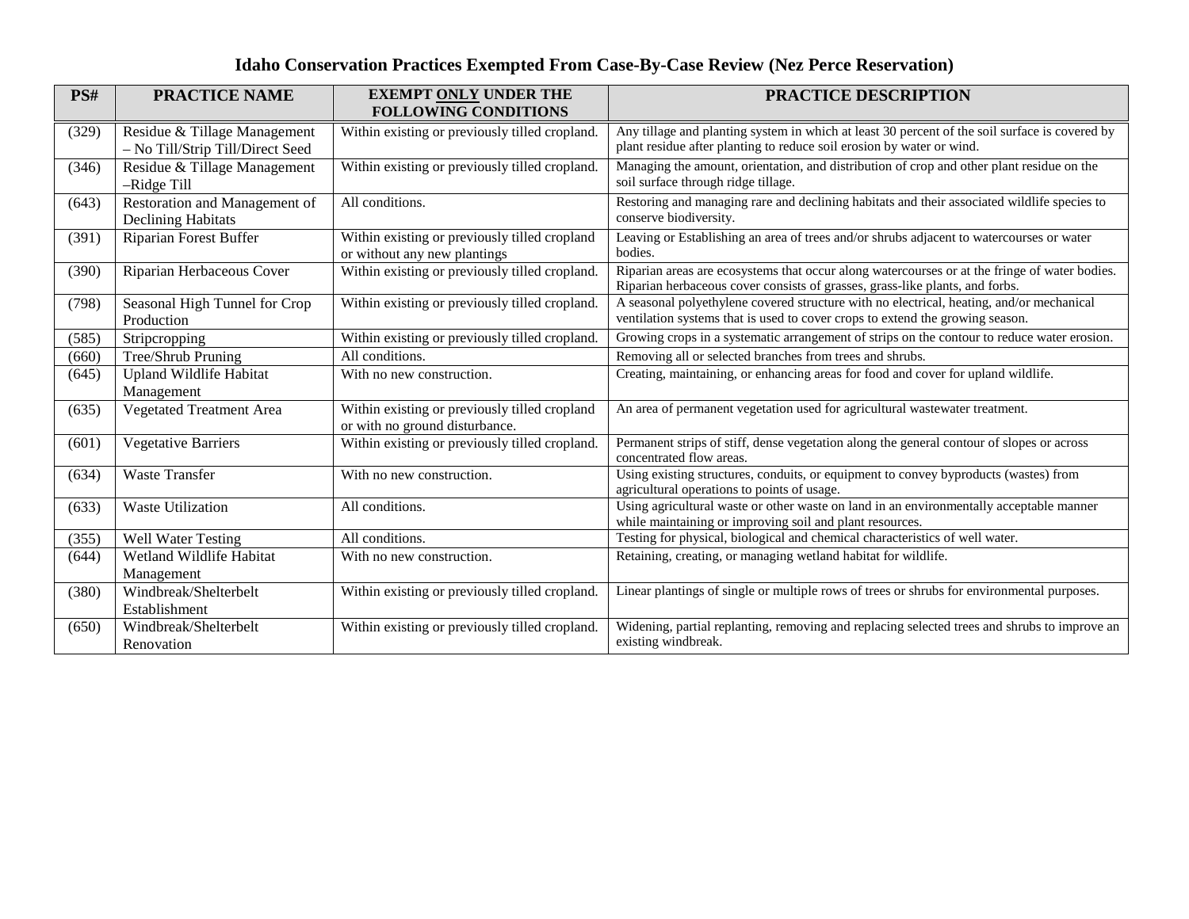# Idaho Conservation Practices Exempted From Case-By-Case Review (Nez Perce Reservation)

| PS# | PRACTICE NAME | EXEMPT ONLY UNDER THE FOLLOWING CONDITIONS | PRACTICE DESCRIPTION |
|---|---|---|---|
| (329) | Residue & Tillage Management – No Till/Strip Till/Direct Seed | Within existing or previously tilled cropland. | Any tillage and planting system in which at least 30 percent of the soil surface is covered by plant residue after planting to reduce soil erosion by water or wind. |
| (346) | Residue & Tillage Management –Ridge Till | Within existing or previously tilled cropland. | Managing the amount, orientation, and distribution of crop and other plant residue on the soil surface through ridge tillage. |
| (643) | Restoration and Management of Declining Habitats | All conditions. | Restoring and managing rare and declining habitats and their associated wildlife species to conserve biodiversity. |
| (391) | Riparian Forest Buffer | Within existing or previously tilled cropland or without any new plantings | Leaving or Establishing an area of trees and/or shrubs adjacent to watercourses or water bodies. |
| (390) | Riparian Herbaceous Cover | Within existing or previously tilled cropland. | Riparian areas are ecosystems that occur along watercourses or at the fringe of water bodies. Riparian herbaceous cover consists of grasses, grass-like plants, and forbs. |
| (798) | Seasonal High Tunnel for Crop Production | Within existing or previously tilled cropland. | A seasonal polyethylene covered structure with no electrical, heating, and/or mechanical ventilation systems that is used to cover crops to extend the growing season. |
| (585) | Stripcropping | Within existing or previously tilled cropland. | Growing crops in a systematic arrangement of strips on the contour to reduce water erosion. |
| (660) | Tree/Shrub Pruning | All conditions. | Removing all or selected branches from trees and shrubs. |
| (645) | Upland Wildlife Habitat Management | With no new construction. | Creating, maintaining, or enhancing areas for food and cover for upland wildlife. |
| (635) | Vegetated Treatment Area | Within existing or previously tilled cropland or with no ground disturbance. | An area of permanent vegetation used for agricultural wastewater treatment. |
| (601) | Vegetative Barriers | Within existing or previously tilled cropland. | Permanent strips of stiff, dense vegetation along the general contour of slopes or across concentrated flow areas. |
| (634) | Waste Transfer | With no new construction. | Using existing structures, conduits, or equipment to convey byproducts (wastes) from agricultural operations to points of usage. |
| (633) | Waste Utilization | All conditions. | Using agricultural waste or other waste on land in an environmentally acceptable manner while maintaining or improving soil and plant resources. |
| (355) | Well Water Testing | All conditions. | Testing for physical, biological and chemical characteristics of well water. |
| (644) | Wetland Wildlife Habitat Management | With no new construction. | Retaining, creating, or managing wetland habitat for wildlife. |
| (380) | Windbreak/Shelterbelt Establishment | Within existing or previously tilled cropland. | Linear plantings of single or multiple rows of trees or shrubs for environmental purposes. |
| (650) | Windbreak/Shelterbelt Renovation | Within existing or previously tilled cropland. | Widening, partial replanting, removing and replacing selected trees and shrubs to improve an existing windbreak. |